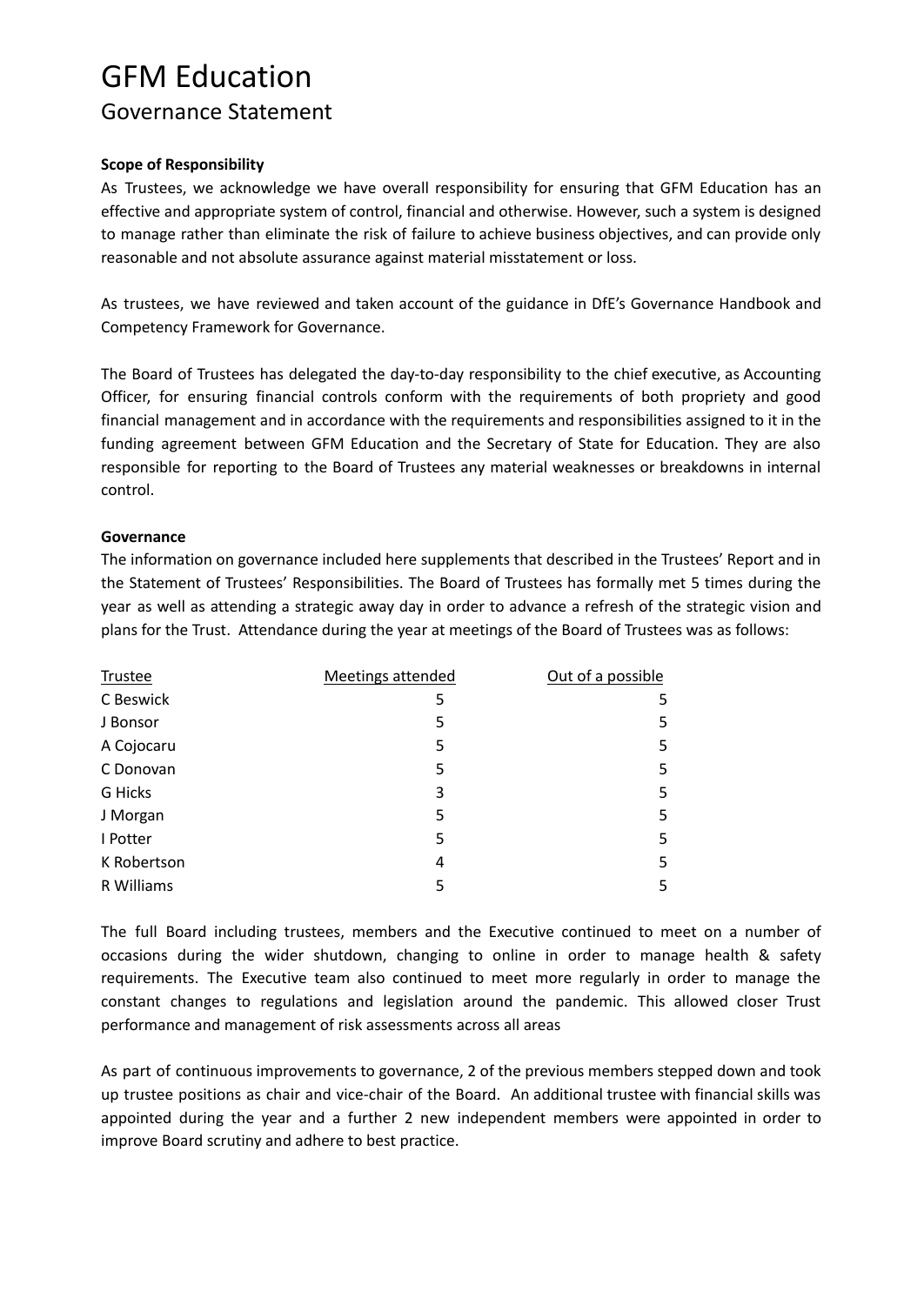# GFM Education

## Governance Statement

**Scope of Responsibility**

As Trustees, we acknowledge we have overall responsibility for ensuring that GFM Education has an effective and appropriate system of control, financial and otherwise. However, such a system is designed to manage rather than eliminate the risk of failure to achieve business objectives, and can provide only reasonable and not absolute assurance against material misstatement or loss.

As trustees, we have reviewed and taken account of the guidance in DfE's Governance Handbook and Competency Framework for Governance.

The Board of Trustees has delegated the day-to-day responsibility to the chief executive, as Accounting Officer, for ensuring financial controls conform with the requirements of both propriety and good financial management and in accordance with the requirements and responsibilities assigned to it in the funding agreement between GFM Education and the Secretary of State for Education. They are also responsible for reporting to the Board of Trustees any material weaknesses or breakdowns in internal control.

**Governance**

The information on governance included here supplements that described in the Trustees' Report and in the Statement of Trustees' Responsibilities. The Board of Trustees has formally met 5 times during the year as well as attending a strategic away day in order to advance a refresh of the strategic vision and plans for the Trust. Attendance during the year at meetings of the Board of Trustees was as follows:

| Trustee | Meetings attended | Out of a possible |
|---|---|---|
| C Beswick | 5 | 5 |
| J Bonsor | 5 | 5 |
| A Cojocaru | 5 | 5 |
| C Donovan | 5 | 5 |
| G Hicks | 3 | 5 |
| J Morgan | 5 | 5 |
| I Potter | 5 | 5 |
| K Robertson | 4 | 5 |
| R Williams | 5 | 5 |

The full Board including trustees, members and the Executive continued to meet on a number of occasions during the wider shutdown, changing to online in order to manage health & safety requirements. The Executive team also continued to meet more regularly in order to manage the constant changes to regulations and legislation around the pandemic. This allowed closer Trust performance and management of risk assessments across all areas

As part of continuous improvements to governance, 2 of the previous members stepped down and took up trustee positions as chair and vice-chair of the Board. An additional trustee with financial skills was appointed during the year and a further 2 new independent members were appointed in order to improve Board scrutiny and adhere to best practice.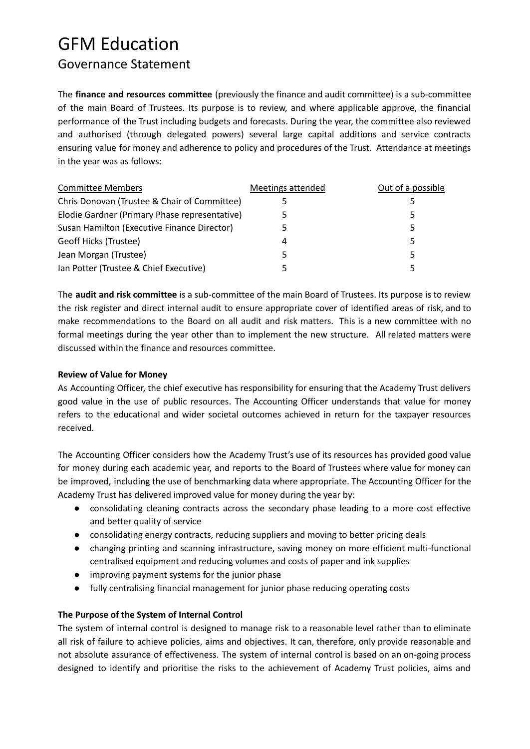# GFM Education

## Governance Statement

The **finance and resources committee** (previously the finance and audit committee) is a sub-committee of the main Board of Trustees. Its purpose is to review, and where applicable approve, the financial performance of the Trust including budgets and forecasts. During the year, the committee also reviewed and authorised (through delegated powers) several large capital additions and service contracts ensuring value for money and adherence to policy and procedures of the Trust. Attendance at meetings in the year was as follows:

| Committee Members | Meetings attended | Out of a possible |
| --- | --- | --- |
| Chris Donovan (Trustee & Chair of Committee) | 5 | 5 |
| Elodie Gardner (Primary Phase representative) | 5 | 5 |
| Susan Hamilton (Executive Finance Director) | 5 | 5 |
| Geoff Hicks (Trustee) | 4 | 5 |
| Jean Morgan (Trustee) | 5 | 5 |
| Ian Potter (Trustee & Chief Executive) | 5 | 5 |

The **audit and risk committee** is a sub-committee of the main Board of Trustees. Its purpose is to review the risk register and direct internal audit to ensure appropriate cover of identified areas of risk, and to make recommendations to the Board on all audit and risk matters. This is a new committee with no formal meetings during the year other than to implement the new structure. All related matters were discussed within the finance and resources committee.

**Review of Value for Money**

As Accounting Officer, the chief executive has responsibility for ensuring that the Academy Trust delivers good value in the use of public resources. The Accounting Officer understands that value for money refers to the educational and wider societal outcomes achieved in return for the taxpayer resources received.

The Accounting Officer considers how the Academy Trust's use of its resources has provided good value for money during each academic year, and reports to the Board of Trustees where value for money can be improved, including the use of benchmarking data where appropriate. The Accounting Officer for the Academy Trust has delivered improved value for money during the year by:

- consolidating cleaning contracts across the secondary phase leading to a more cost effective and better quality of service
- consolidating energy contracts, reducing suppliers and moving to better pricing deals
- changing printing and scanning infrastructure, saving money on more efficient multi-functional centralised equipment and reducing volumes and costs of paper and ink supplies
- improving payment systems for the junior phase
- fully centralising financial management for junior phase reducing operating costs

**The Purpose of the System of Internal Control**

The system of internal control is designed to manage risk to a reasonable level rather than to eliminate all risk of failure to achieve policies, aims and objectives. It can, therefore, only provide reasonable and not absolute assurance of effectiveness. The system of internal control is based on an on-going process designed to identify and prioritise the risks to the achievement of Academy Trust policies, aims and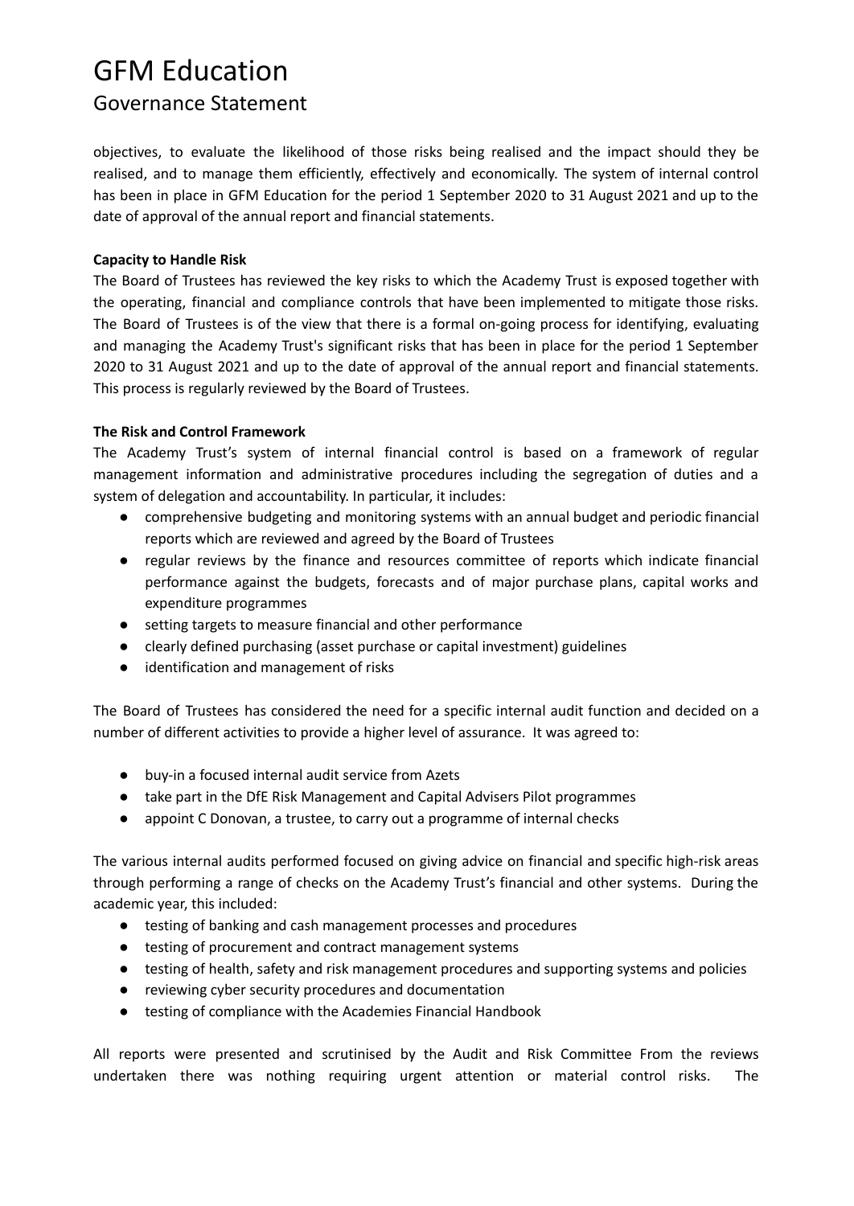objectives, to evaluate the likelihood of those risks being realised and the impact should they be realised, and to manage them efficiently, effectively and economically. The system of internal control has been in place in GFM Education for the period 1 September 2020 to 31 August 2021 and up to the date of approval of the annual report and financial statements.

**Capacity to Handle Risk**

The Board of Trustees has reviewed the key risks to which the Academy Trust is exposed together with the operating, financial and compliance controls that have been implemented to mitigate those risks. The Board of Trustees is of the view that there is a formal on-going process for identifying, evaluating and managing the Academy Trust's significant risks that has been in place for the period 1 September 2020 to 31 August 2021 and up to the date of approval of the annual report and financial statements. This process is regularly reviewed by the Board of Trustees.

**The Risk and Control Framework**

The Academy Trust's system of internal financial control is based on a framework of regular management information and administrative procedures including the segregation of duties and a system of delegation and accountability. In particular, it includes:

- comprehensive budgeting and monitoring systems with an annual budget and periodic financial reports which are reviewed and agreed by the Board of Trustees
- regular reviews by the finance and resources committee of reports which indicate financial performance against the budgets, forecasts and of major purchase plans, capital works and expenditure programmes
- setting targets to measure financial and other performance
- clearly defined purchasing (asset purchase or capital investment) guidelines
- identification and management of risks

The Board of Trustees has considered the need for a specific internal audit function and decided on a number of different activities to provide a higher level of assurance. It was agreed to:

- buy-in a focused internal audit service from Azets
- take part in the DfE Risk Management and Capital Advisers Pilot programmes
- appoint C Donovan, a trustee, to carry out a programme of internal checks

The various internal audits performed focused on giving advice on financial and specific high-risk areas through performing a range of checks on the Academy Trust's financial and other systems. During the academic year, this included:

- testing of banking and cash management processes and procedures
- testing of procurement and contract management systems
- testing of health, safety and risk management procedures and supporting systems and policies
- reviewing cyber security procedures and documentation
- testing of compliance with the Academies Financial Handbook

All reports were presented and scrutinised by the Audit and Risk Committee From the reviews undertaken there was nothing requiring urgent attention or material control risks. The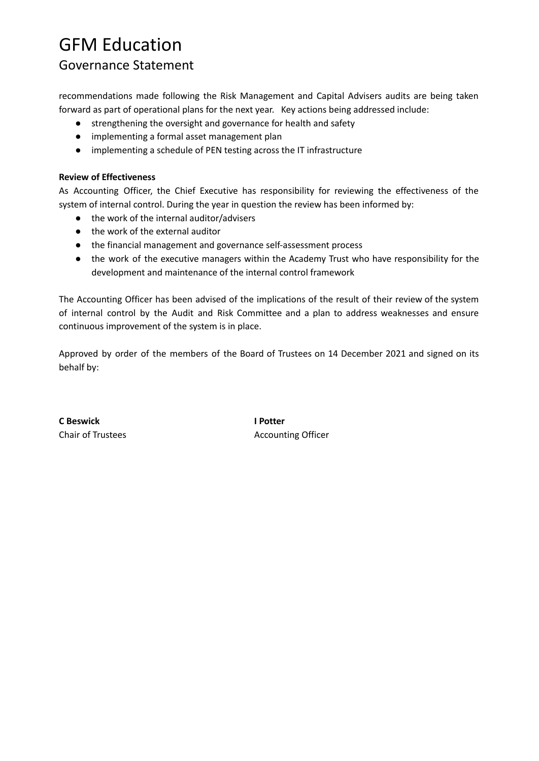recommendations made following the Risk Management and Capital Advisers audits are being taken forward as part of operational plans for the next year. Key actions being addressed include:

- strengthening the oversight and governance for health and safety
- implementing a formal asset management plan
- implementing a schedule of PEN testing across the IT infrastructure

**Review of Effectiveness**

As Accounting Officer, the Chief Executive has responsibility for reviewing the effectiveness of the system of internal control. During the year in question the review has been informed by:

- the work of the internal auditor/advisers
- the work of the external auditor
- the financial management and governance self-assessment process
- the work of the executive managers within the Academy Trust who have responsibility for the development and maintenance of the internal control framework

The Accounting Officer has been advised of the implications of the result of their review of the system of internal control by the Audit and Risk Committee and a plan to address weaknesses and ensure continuous improvement of the system is in place.

Approved by order of the members of the Board of Trustees on 14 December 2021 and signed on its behalf by:

**C Beswick**
Chair of Trustees

**I Potter**
Accounting Officer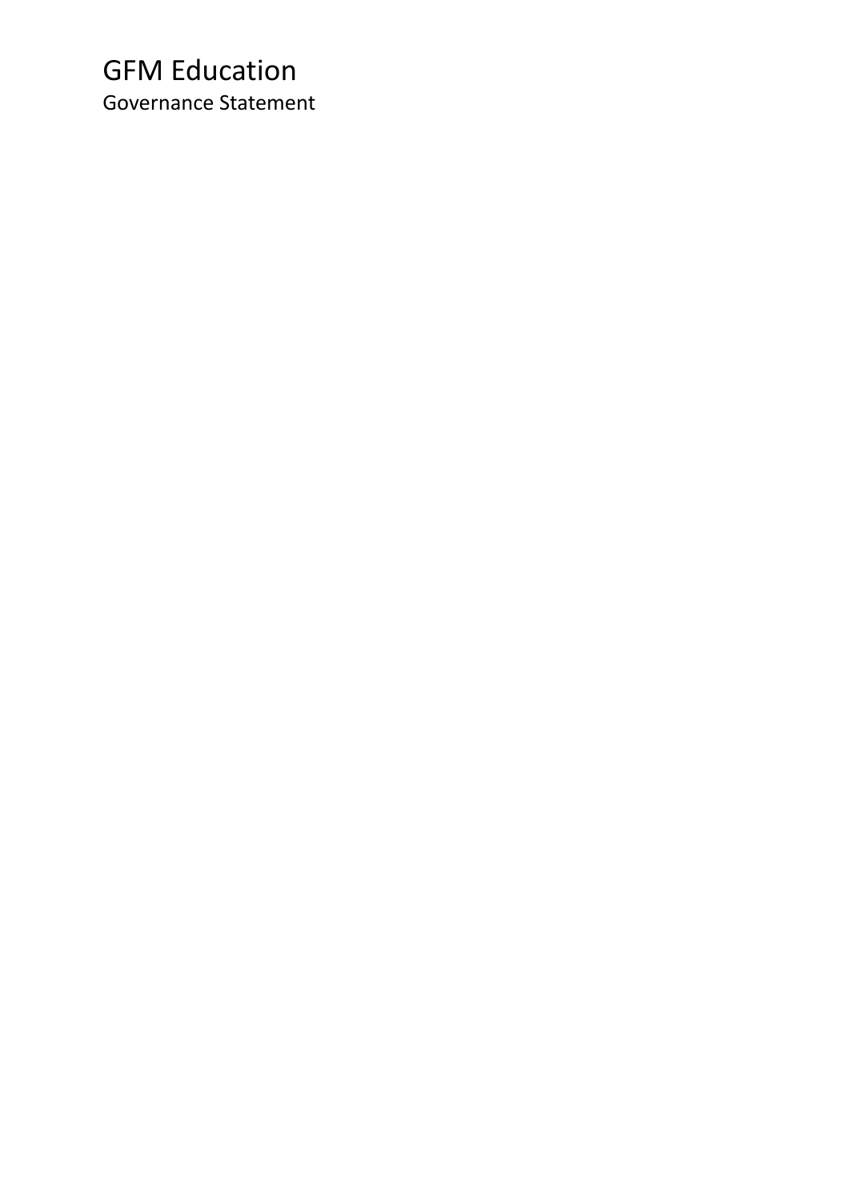# GFM Education

Governance Statement